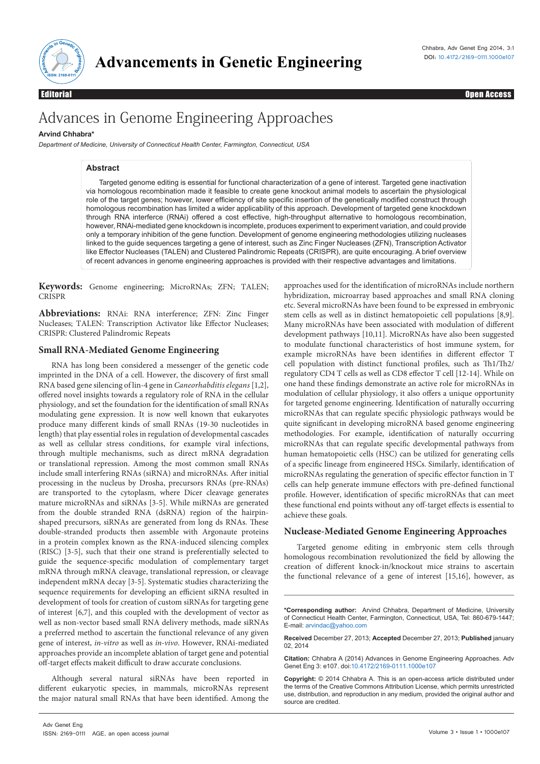Editorial | Open Access

# Advances in Genome Engineering Approaches

**Arvind Chhabra***

*Department of Medicine, University of Connecticut Health Center, Farmington, Connecticut, USA*

## Abstract

Targeted genome editing is essential for functional characterization of a gene of interest. Targeted gene inactivation via homologous recombination made it feasible to create gene knockout animal models to ascertain the physiological role of the target genes; however, lower efficiency of site specific insertion of the genetically modified construct through homologous recombination has limited a wider applicability of this approach. Development of targeted gene knockdown through RNA interference (RNAi) offered a cost effective, high-throughput alternative to homologous recombination, however, RNAi-mediated gene knockdown is incomplete, produces experiment to experiment variation, and could provide only a temporary inhibition of the gene function. Development of genome engineering methodologies utilizing nucleases linked to the guide sequences targeting a gene of interest, such as Zinc Finger Nucleases (ZFN), Transcription Activator like Effector Nucleases (TALEN) and Clustered Palindromic Repeats (CRISPR), are quite encouraging. A brief overview of recent advances in genome engineering approaches is provided with their respective advantages and limitations.

**Keywords:** Genome engineering; MicroRNAs; ZFN; TALEN; CRISPR

**Abbreviations:** RNAi: RNA interference; ZFN: Zinc Finger Nucleases; TALEN: Transcription Activator like Effector Nucleases; CRISPR: Clustered Palindromic Repeats

## Small RNA-Mediated Genome Engineering

RNA has long been considered a messenger of the genetic code imprinted in the DNA of a cell. However, the discovery of first small RNA based gene silencing of lin-4 gene in *Caneorhabditis elegans* [1,2], offered novel insights towards a regulatory role of RNA in the cellular physiology, and set the foundation for the identification of small RNAs modulating gene expression. It is now well known that eukaryotes produce many different kinds of small RNAs (19-30 nucleotides in length) that play essential roles in regulation of developmental cascades as well as cellular stress conditions, for example viral infections, through multiple mechanisms, such as direct mRNA degradation or translational repression. Among the most common small RNAs include small interfering RNAs (siRNA) and microRNAs. After initial processing in the nucleus by Drosha, precursors RNAs (pre-RNAs) are transported to the cytoplasm, where Dicer cleavage generates mature microRNAs and siRNAs [3-5]. While miRNAs are generated from the double stranded RNA (dsRNA) region of the hairpin-shaped precursors, siRNAs are generated from long ds RNAs. These double-stranded products then assemble with Argonaute proteins in a protein complex known as the RNA-induced silencing complex (RISC) [3-5], such that their one strand is preferentially selected to guide the sequence-specific modulation of complementary target mRNA through mRNA cleavage, translational repression, or cleavage independent mRNA decay [3-5]. Systematic studies characterizing the sequence requirements for developing an efficient siRNA resulted in development of tools for creation of custom siRNAs for targeting gene of interest [6,7], and this coupled with the development of vector as well as non-vector based small RNA delivery methods, made siRNAs a preferred method to ascertain the functional relevance of any given gene of interest, *in-vitro* as well as *in-vivo*. However, RNAi-mediated approaches provide an incomplete ablation of target gene and potential off-target effects makeit difficult to draw accurate conclusions.

Although several natural siRNAs have been reported in different eukaryotic species, in mammals, microRNAs represent the major natural small RNAs that have been identified. Among the approaches used for the identification of microRNAs include northern hybridization, microarray based approaches and small RNA cloning etc. Several microRNAs have been found to be expressed in embryonic stem cells as well as in distinct hematopoietic cell populations [8,9]. Many microRNAs have been associated with modulation of different development pathways [10,11]. MicroRNAs have also been suggested to modulate functional characteristics of host immune system, for example microRNAs have been identifies in different effector T cell population with distinct functional profiles, such as Th1/Th2/ regulatory CD4 T cells as well as CD8 effector T cell [12-14]. While on one hand these findings demonstrate an active role for microRNAs in modulation of cellular physiology, it also offers a unique opportunity for targeted genome engineering. Identification of naturally occurring microRNAs that can regulate specific physiologic pathways would be quite significant in developing microRNA based genome engineering methodologies. For example, identification of naturally occurring microRNAs that can regulate specific developmental pathways from human hematopoietic cells (HSC) can be utilized for generating cells of a specific lineage from engineered HSCs. Similarly, identification of microRNAs regulating the generation of specific effector function in T cells can help generate immune effectors with pre-defined functional profile. However, identification of specific microRNAs that can meet these functional end points without any off-target effects is essential to achieve these goals.

## Nuclease-Mediated Genome Engineering Approaches

Targeted genome editing in embryonic stem cells through homologous recombination revolutionized the field by allowing the creation of different knock-in/knockout mice strains to ascertain the functional relevance of a gene of interest [15,16], however, as

***Corresponding author:** Arvind Chhabra, Department of Medicine, University of Connecticut Health Center, Farmington, Connecticut, USA, Tel: 860-679-1447; E-mail: arvindac@yahoo.com

**Received** December 27, 2013; **Accepted** December 27, 2013; **Published** january 02, 2014

**Citation:** Chhabra A (2014) Advances in Genome Engineering Approaches. Adv Genet Eng 3: e107. doi:10.4172/2169-0111.1000e107

**Copyright:** © 2014 Chhabra A. This is an open-access article distributed under the terms of the Creative Commons Attribution License, which permits unrestricted use, distribution, and reproduction in any medium, provided the original author and source are credited.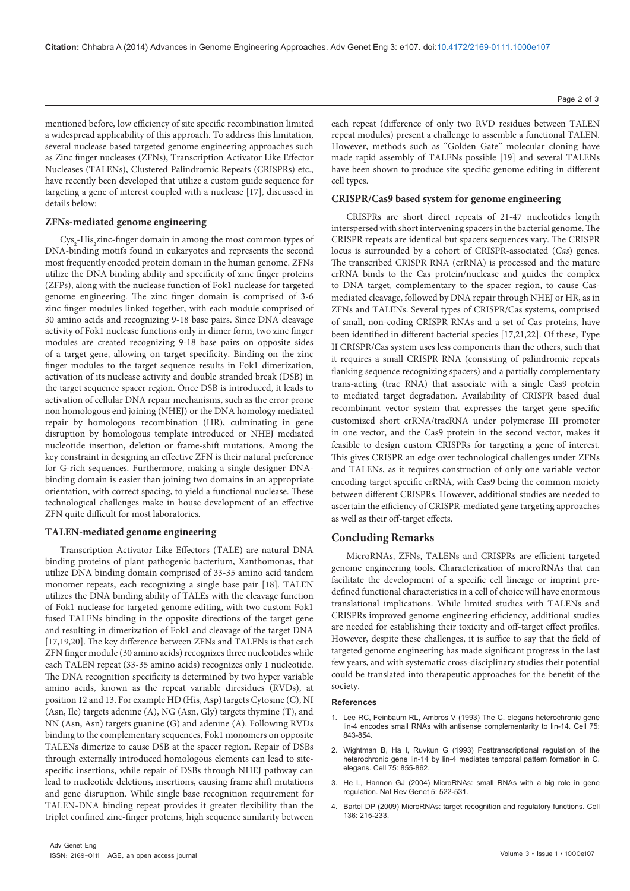mentioned before, low efficiency of site specific recombination limited a widespread applicability of this approach. To address this limitation, several nuclease based targeted genome engineering approaches such as Zinc finger nucleases (ZFNs), Transcription Activator Like Effector Nucleases (TALENs), Clustered Palindromic Repeats (CRISPRs) etc., have recently been developed that utilize a custom guide sequence for targeting a gene of interest coupled with a nuclease [17], discussed in details below:

### ZFNs-mediated genome engineering

$Cys_2$-$His_2$zinc-finger domain in among the most common types of DNA-binding motifs found in eukaryotes and represents the second most frequently encoded protein domain in the human genome. ZFNs utilize the DNA binding ability and specificity of zinc finger proteins (ZFPs), along with the nuclease function of Fok1 nuclease for targeted genome engineering. The zinc finger domain is comprised of 3-6 zinc finger modules linked together, with each module comprised of 30 amino acids and recognizing 9-18 base pairs. Since DNA cleavage activity of Fok1 nuclease functions only in dimer form, two zinc finger modules are created recognizing 9-18 base pairs on opposite sides of a target gene, allowing on target specificity. Binding on the zinc finger modules to the target sequence results in Fok1 dimerization, activation of its nuclease activity and double stranded break (DSB) in the target sequence spacer region. Once DSB is introduced, it leads to activation of cellular DNA repair mechanisms, such as the error prone non homologous end joining (NHEJ) or the DNA homology mediated repair by homologous recombination (HR), culminating in gene disruption by homologous template introduced or NHEJ mediated nucleotide insertion, deletion or frame-shift mutations. Among the key constraint in designing an effective ZFN is their natural preference for G-rich sequences. Furthermore, making a single designer DNA-binding domain is easier than joining two domains in an appropriate orientation, with correct spacing, to yield a functional nuclease. These technological challenges make in house development of an effective ZFN quite difficult for most laboratories.

### TALEN-mediated genome engineering

Transcription Activator Like Effectors (TALE) are natural DNA binding proteins of plant pathogenic bacterium, Xanthomonas, that utilize DNA binding domain comprised of 33-35 amino acid tandem monomer repeats, each recognizing a single base pair [18]. TALEN utilizes the DNA binding ability of TALEs with the cleavage function of Fok1 nuclease for targeted genome editing, with two custom Fok1 fused TALENs binding in the opposite directions of the target gene and resulting in dimerization of Fok1 and cleavage of the target DNA [17,19,20]. The key difference between ZFNs and TALENs is that each ZFN finger module (30 amino acids) recognizes three nucleotides while each TALEN repeat (33-35 amino acids) recognizes only 1 nucleotide. The DNA recognition specificity is determined by two hyper variable amino acids, known as the repeat variable diresidues (RVDs), at position 12 and 13. For example HD (His, Asp) targets Cytosine (C), NI (Asn, Ile) targets adenine (A), NG (Asn, Gly) targets thymine (T), and NN (Asn, Asn) targets guanine (G) and adenine (A). Following RVDs binding to the complementary sequences, Fok1 monomers on opposite TALENs dimerize to cause DSB at the spacer region. Repair of DSBs through externally introduced homologous elements can lead to site-specific insertions, while repair of DSBs through NHEJ pathway can lead to nucleotide deletions, insertions, causing frame shift mutations and gene disruption. While single base recognition requirement for TALEN-DNA binding repeat provides it greater flexibility than the triplet confined zinc-finger proteins, high sequence similarity between each repeat (difference of only two RVD residues between TALEN repeat modules) present a challenge to assemble a functional TALEN. However, methods such as "Golden Gate" molecular cloning have made rapid assembly of TALENs possible [19] and several TALENs have been shown to produce site specific genome editing in different cell types.

### CRISPR/Cas9 based system for genome engineering

CRISPRs are short direct repeats of 21-47 nucleotides length interspersed with short intervening spacers in the bacterial genome. The CRISPR repeats are identical but spacers sequences vary. The CRISPR locus is surrounded by a cohort of CRISPR-associated (*Cas*) genes. The transcribed CRISPR RNA (crRNA) is processed and the mature crRNA binds to the Cas protein/nuclease and guides the complex to DNA target, complementary to the spacer region, to cause Cas-mediated cleavage, followed by DNA repair through NHEJ or HR, as in ZFNs and TALENs. Several types of CRISPR/Cas systems, comprised of small, non-coding CRISPR RNAs and a set of Cas proteins, have been identified in different bacterial species [17,21,22]. Of these, Type II CRISPR/Cas system uses less components than the others, such that it requires a small CRISPR RNA (consisting of palindromic repeats flanking sequence recognizing spacers) and a partially complementary trans-acting (trac RNA) that associate with a single Cas9 protein to mediated target degradation. Availability of CRISPR based dual recombinant vector system that expresses the target gene specific customized short crRNA/tracRNA under polymerase III promoter in one vector, and the Cas9 protein in the second vector, makes it feasible to design custom CRISPRs for targeting a gene of interest. This gives CRISPR an edge over technological challenges under ZFNs and TALENs, as it requires construction of only one variable vector encoding target specific crRNA, with Cas9 being the common moiety between different CRISPRs. However, additional studies are needed to ascertain the efficiency of CRISPR-mediated gene targeting approaches as well as their off-target effects.

## Concluding Remarks

MicroRNAs, ZFNs, TALENs and CRISPRs are efficient targeted genome engineering tools. Characterization of microRNAs that can facilitate the development of a specific cell lineage or imprint pre-defined functional characteristics in a cell of choice will have enormous translational implications. While limited studies with TALENs and CRISPRs improved genome engineering efficiency, additional studies are needed for establishing their toxicity and off-target effect profiles. However, despite these challenges, it is suffice to say that the field of targeted genome engineering has made significant progress in the last few years, and with systematic cross-disciplinary studies their potential could be translated into therapeutic approaches for the benefit of the society.

### References

1. Lee RC, Feinbaum RL, Ambros V (1993) The C. elegans heterochronic gene lin-4 encodes small RNAs with antisense complementarity to lin-14. Cell 75: 843-854.
2. Wightman B, Ha I, Ruvkun G (1993) Posttranscriptional regulation of the heterochronic gene lin-14 by lin-4 mediates temporal pattern formation in C. elegans. Cell 75: 855-862.
3. He L, Hannon GJ (2004) MicroRNAs: small RNAs with a big role in gene regulation. Nat Rev Genet 5: 522-531.
4. Bartel DP (2009) MicroRNAs: target recognition and regulatory functions. Cell 136: 215-233.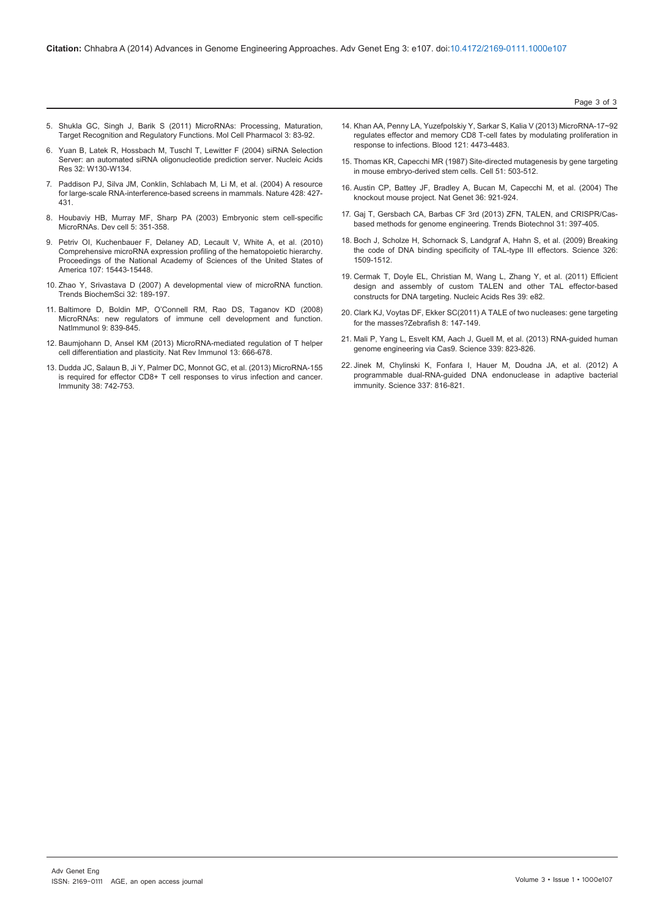5. Shukla GC, Singh J, Barik S (2011) MicroRNAs: Processing, Maturation, Target Recognition and Regulatory Functions. Mol Cell Pharmacol 3: 83-92.

6. Yuan B, Latek R, Hossbach M, Tuschl T, Lewitter F (2004) siRNA Selection Server: an automated siRNA oligonucleotide prediction server. Nucleic Acids Res 32: W130-W134.

7. Paddison PJ, Silva JM, Conklin, Schlabach M, Li M, et al. (2004) A resource for large-scale RNA-interference-based screens in mammals. Nature 428: 427-431.

8. Houbaviy HB, Murray MF, Sharp PA (2003) Embryonic stem cell-specific MicroRNAs. Dev cell 5: 351-358.

9. Petriv OI, Kuchenbauer F, Delaney AD, Lecault V, White A, et al. (2010) Comprehensive microRNA expression profiling of the hematopoietic hierarchy. Proceedings of the National Academy of Sciences of the United States of America 107: 15443-15448.

10. Zhao Y, Srivastava D (2007) A developmental view of microRNA function. Trends BiochemSci 32: 189-197.

11. Baltimore D, Boldin MP, O'Connell RM, Rao DS, Taganov KD (2008) MicroRNAs: new regulators of immune cell development and function. NatImmunol 9: 839-845.

12. Baumjohann D, Ansel KM (2013) MicroRNA-mediated regulation of T helper cell differentiation and plasticity. Nat Rev Immunol 13: 666-678.

13. Dudda JC, Salaun B, Ji Y, Palmer DC, Monnot GC, et al. (2013) MicroRNA-155 is required for effector CD8+ T cell responses to virus infection and cancer. Immunity 38: 742-753.

14. Khan AA, Penny LA, Yuzefpolskiy Y, Sarkar S, Kalia V (2013) MicroRNA-17~92 regulates effector and memory CD8 T-cell fates by modulating proliferation in response to infections. Blood 121: 4473-4483.

15. Thomas KR, Capecchi MR (1987) Site-directed mutagenesis by gene targeting in mouse embryo-derived stem cells. Cell 51: 503-512.

16. Austin CP, Battey JF, Bradley A, Bucan M, Capecchi M, et al. (2004) The knockout mouse project. Nat Genet 36: 921-924.

17. Gaj T, Gersbach CA, Barbas CF 3rd (2013) ZFN, TALEN, and CRISPR/Cas-based methods for genome engineering. Trends Biotechnol 31: 397-405.

18. Boch J, Scholze H, Schornack S, Landgraf A, Hahn S, et al. (2009) Breaking the code of DNA binding specificity of TAL-type III effectors. Science 326: 1509-1512.

19. Cermak T, Doyle EL, Christian M, Wang L, Zhang Y, et al. (2011) Efficient design and assembly of custom TALEN and other TAL effector-based constructs for DNA targeting. Nucleic Acids Res 39: e82.

20. Clark KJ, Voytas DF, Ekker SC(2011) A TALE of two nucleases: gene targeting for the masses?Zebrafish 8: 147-149.

21. Mali P, Yang L, Esvelt KM, Aach J, Guell M, et al. (2013) RNA-guided human genome engineering via Cas9. Science 339: 823-826.

22. Jinek M, Chylinski K, Fonfara I, Hauer M, Doudna JA, et al. (2012) A programmable dual-RNA-guided DNA endonuclease in adaptive bacterial immunity. Science 337: 816-821.